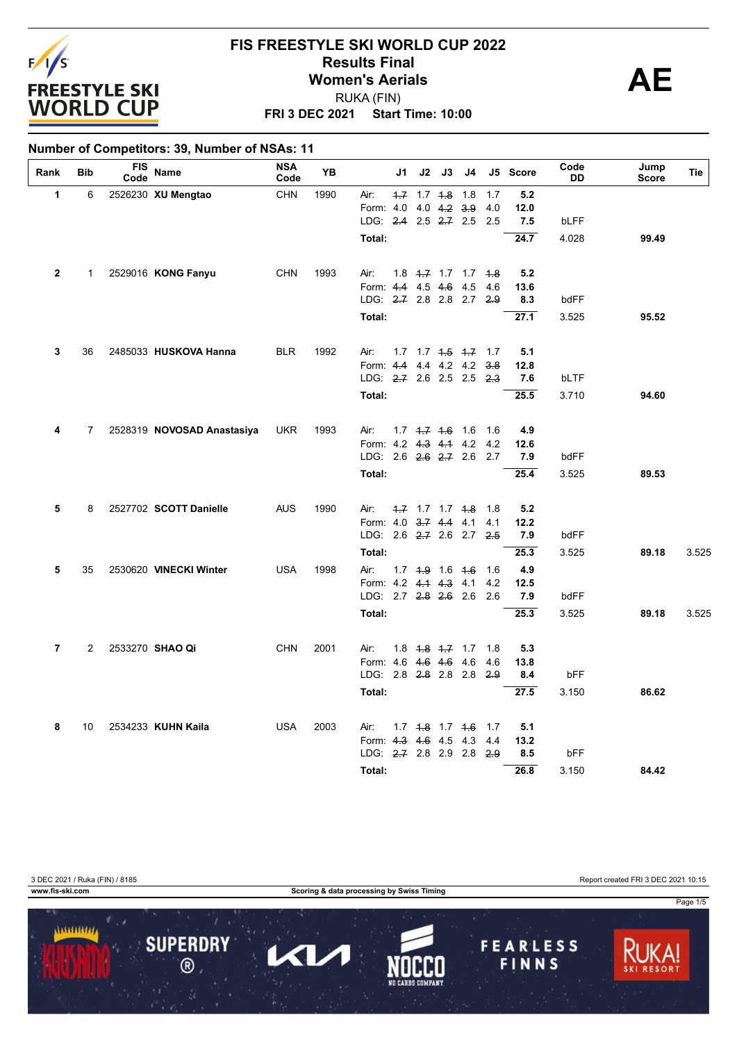# FIS FREESTYLE SKI WORLD CUP 2022

## Results Final

## Women's Aerials

RUKA (FIN)

**FRI 3 DEC 2021 Start Time: 10:00**

**AE**

**Number of Competitors: 39, Number of NSAs: 11**

| Rank | Bib | FIS Code | Name | NSA Code | YB | | J1 | J2 | J3 | J4 | J5 | Score | Code DD | Jump Score | Tie |
|---|---|---|---|---|---|---|---|---|---|---|---|---|---|---|---|
| 1 | 6 | 2526230 | **XU Mengtao** | CHN | 1990 | Air: | ~~1.7~~ | 1.7 | ~~1.8~~ | 1.8 | 1.7 | 5.2 | | | |
| | | | | | | Form: | 4.0 | 4.0 | ~~4.2~~ | ~~3.9~~ | 4.0 | 12.0 | | | |
| | | | | | | LDG: | ~~2.4~~ | 2.5 | ~~2.7~~ | 2.5 | 2.5 | 7.5 | bLFF | | |
| | | | | | | **Total:** | | | | | | **24.7** | 4.028 | **99.49** | |
| 2 | 1 | 2529016 | **KONG Fanyu** | CHN | 1993 | Air: | 1.8 | ~~1.7~~ | 1.7 | 1.7 | ~~1.8~~ | 5.2 | | | |
| | | | | | | Form: | ~~4.4~~ | 4.5 | ~~4.6~~ | 4.5 | 4.6 | 13.6 | | | |
| | | | | | | LDG: | ~~2.7~~ | 2.8 | 2.8 | 2.7 | ~~2.9~~ | 8.3 | bdFF | | |
| | | | | | | **Total:** | | | | | | **27.1** | 3.525 | **95.52** | |
| 3 | 36 | 2485033 | **HUSKOVA Hanna** | BLR | 1992 | Air: | 1.7 | 1.7 | ~~1.5~~ | ~~1.7~~ | 1.7 | 5.1 | | | |
| | | | | | | Form: | ~~4.4~~ | 4.4 | 4.2 | 4.2 | ~~3.8~~ | 12.8 | | | |
| | | | | | | LDG: | ~~2.7~~ | 2.6 | 2.5 | 2.5 | ~~2.3~~ | 7.6 | bLTF | | |
| | | | | | | **Total:** | | | | | | **25.5** | 3.710 | **94.60** | |
| 4 | 7 | 2528319 | **NOVOSAD Anastasiya** | UKR | 1993 | Air: | 1.7 | ~~1.7~~ | ~~1.6~~ | 1.6 | 1.6 | 4.9 | | | |
| | | | | | | Form: | 4.2 | ~~4.3~~ | ~~4.1~~ | 4.2 | 4.2 | 12.6 | | | |
| | | | | | | LDG: | 2.6 | ~~2.6~~ | ~~2.7~~ | 2.6 | 2.7 | 7.9 | bdFF | | |
| | | | | | | **Total:** | | | | | | **25.4** | 3.525 | **89.53** | |
| 5 | 8 | 2527702 | **SCOTT Danielle** | AUS | 1990 | Air: | ~~1.7~~ | 1.7 | 1.7 | ~~1.8~~ | 1.8 | 5.2 | | | |
| | | | | | | Form: | 4.0 | ~~3.7~~ | ~~4.4~~ | 4.1 | 4.1 | 12.2 | | | |
| | | | | | | LDG: | 2.6 | ~~2.7~~ | 2.6 | 2.7 | ~~2.5~~ | 7.9 | bdFF | | |
| | | | | | | **Total:** | | | | | | **25.3** | 3.525 | **89.18** | 3.525 |
| 5 | 35 | 2530620 | **VINECKI Winter** | USA | 1998 | Air: | 1.7 | ~~1.9~~ | 1.6 | ~~1.6~~ | 1.6 | 4.9 | | | |
| | | | | | | Form: | 4.2 | ~~4.1~~ | ~~4.3~~ | 4.1 | 4.2 | 12.5 | | | |
| | | | | | | LDG: | 2.7 | ~~2.8~~ | ~~2.6~~ | 2.6 | 2.6 | 7.9 | bdFF | | |
| | | | | | | **Total:** | | | | | | **25.3** | 3.525 | **89.18** | 3.525 |
| 7 | 2 | 2533270 | **SHAO Qi** | CHN | 2001 | Air: | 1.8 | ~~1.8~~ | ~~1.7~~ | 1.7 | 1.8 | 5.3 | | | |
| | | | | | | Form: | 4.6 | ~~4.6~~ | ~~4.6~~ | 4.6 | 4.6 | 13.8 | | | |
| | | | | | | LDG: | 2.8 | ~~2.8~~ | 2.8 | 2.8 | ~~2.9~~ | 8.4 | bFF | | |
| | | | | | | **Total:** | | | | | | **27.5** | 3.150 | **86.62** | |
| 8 | 10 | 2534233 | **KUHN Kaila** | USA | 2003 | Air: | 1.7 | ~~1.8~~ | 1.7 | ~~1.6~~ | 1.7 | 5.1 | | | |
| | | | | | | Form: | ~~4.3~~ | ~~4.6~~ | 4.5 | 4.3 | 4.4 | 13.2 | | | |
| | | | | | | LDG: | ~~2.7~~ | 2.8 | 2.9 | 2.8 | ~~2.9~~ | 8.5 | bFF | | |
| | | | | | | **Total:** | | | | | | **26.8** | 3.150 | **84.42** | |

3 DEC 2021 / Ruka (FIN) / 8185

Report created FRI 3 DEC 2021 10:15

www.fis-ski.com

Scoring & data processing by Swiss Timing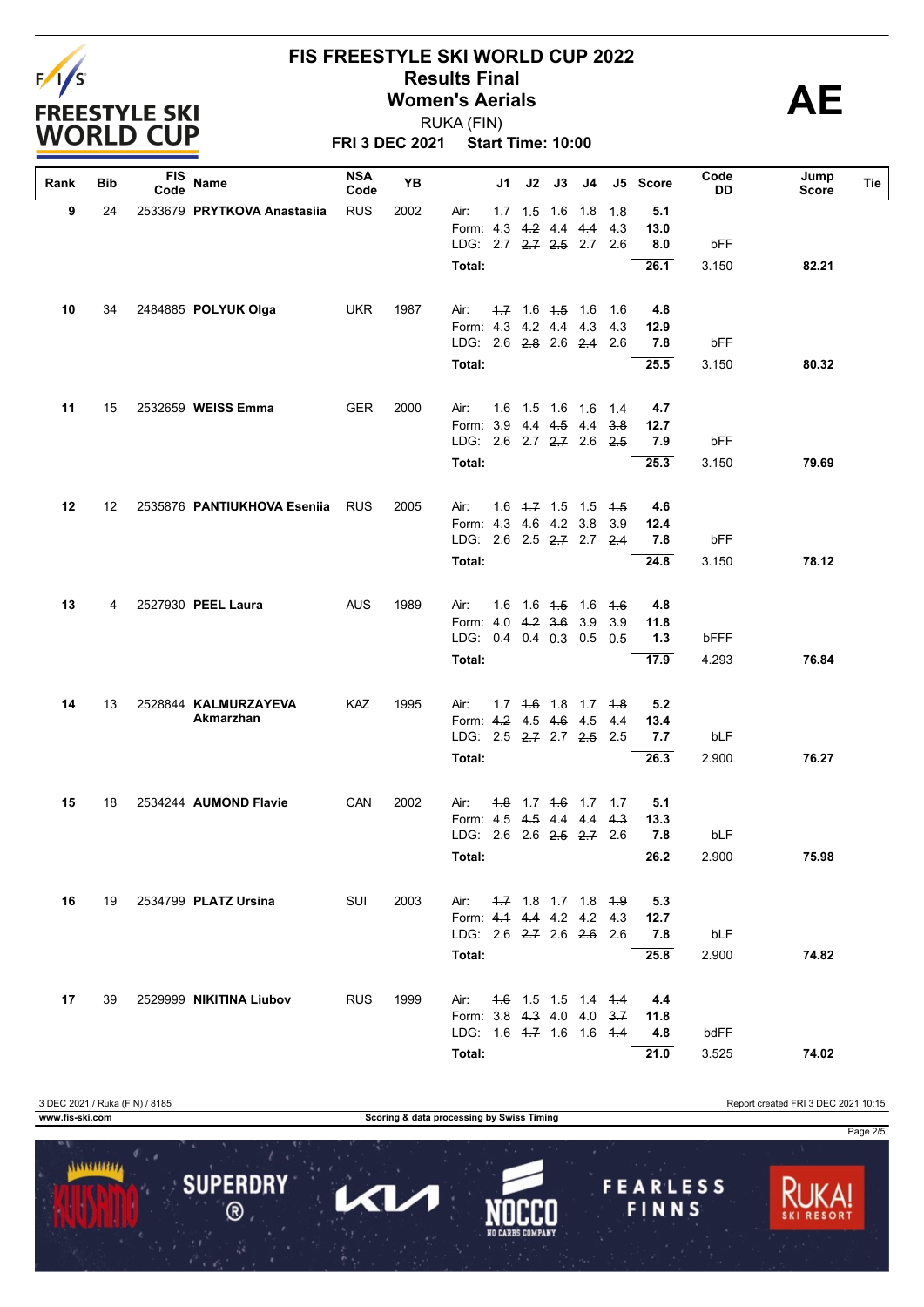# FIS FREESTYLE SKI WORLD CUP 2022

## Results Final
## Women's Aerials

RUKA (FIN)

**FRI 3 DEC 2021 Start Time: 10:00**

**AE**

| Rank | Bib | FIS Code | Name | NSA Code | YB | | J1 | J2 | J3 | J4 | J5 | Score | Code DD | Jump Score | Tie |
|---|---|---|---|---|---|---|---|---|---|---|---|---|---|---|---|
| 9 | 24 | 2533679 | **PRYTKOVA Anastasiia** | RUS | 2002 | Air: | 1.7 | ~~1.5~~ | 1.6 | 1.8 | ~~1.8~~ | 5.1 | | | |
| | | | | | | Form: | 4.3 | ~~4.2~~ | 4.4 | ~~4.4~~ | 4.3 | 13.0 | | | |
| | | | | | | LDG: | 2.7 | ~~2.7~~ | ~~2.5~~ | 2.7 | 2.6 | 8.0 | bFF | | |
| | | | | | | **Total:** | | | | | | **26.1** | 3.150 | **82.21** | |
| 10 | 34 | 2484885 | **POLYUK Olga** | UKR | 1987 | Air: | ~~1.7~~ | 1.6 | ~~1.5~~ | 1.6 | 1.6 | 4.8 | | | |
| | | | | | | Form: | 4.3 | ~~4.2~~ | ~~4.4~~ | 4.3 | 4.3 | 12.9 | | | |
| | | | | | | LDG: | 2.6 | ~~2.8~~ | 2.6 | ~~2.4~~ | 2.6 | 7.8 | bFF | | |
| | | | | | | **Total:** | | | | | | **25.5** | 3.150 | **80.32** | |
| 11 | 15 | 2532659 | **WEISS Emma** | GER | 2000 | Air: | 1.6 | 1.5 | 1.6 | ~~1.6~~ | ~~1.4~~ | 4.7 | | | |
| | | | | | | Form: | 3.9 | 4.4 | ~~4.5~~ | 4.4 | ~~3.8~~ | 12.7 | | | |
| | | | | | | LDG: | 2.6 | 2.7 | ~~2.7~~ | 2.6 | ~~2.5~~ | 7.9 | bFF | | |
| | | | | | | **Total:** | | | | | | **25.3** | 3.150 | **79.69** | |
| 12 | 12 | 2535876 | **PANTIUKHOVA Eseniia** | RUS | 2005 | Air: | 1.6 | ~~1.7~~ | 1.5 | 1.5 | ~~1.5~~ | 4.6 | | | |
| | | | | | | Form: | 4.3 | ~~4.6~~ | 4.2 | ~~3.8~~ | 3.9 | 12.4 | | | |
| | | | | | | LDG: | 2.6 | 2.5 | ~~2.7~~ | 2.7 | ~~2.4~~ | 7.8 | bFF | | |
| | | | | | | **Total:** | | | | | | **24.8** | 3.150 | **78.12** | |
| 13 | 4 | 2527930 | **PEEL Laura** | AUS | 1989 | Air: | 1.6 | 1.6 | ~~1.5~~ | 1.6 | ~~1.6~~ | 4.8 | | | |
| | | | | | | Form: | 4.0 | ~~4.2~~ | ~~3.6~~ | 3.9 | 3.9 | 11.8 | | | |
| | | | | | | LDG: | 0.4 | 0.4 | ~~0.3~~ | 0.5 | ~~0.5~~ | 1.3 | bFFF | | |
| | | | | | | **Total:** | | | | | | **17.9** | 4.293 | **76.84** | |
| 14 | 13 | 2528844 | **KALMURZAYEVA Akmarzhan** | KAZ | 1995 | Air: | 1.7 | ~~1.6~~ | 1.8 | 1.7 | ~~1.8~~ | 5.2 | | | |
| | | | | | | Form: | ~~4.2~~ | 4.5 | ~~4.6~~ | 4.5 | 4.4 | 13.4 | | | |
| | | | | | | LDG: | 2.5 | ~~2.7~~ | 2.7 | ~~2.5~~ | 2.5 | 7.7 | bLF | | |
| | | | | | | **Total:** | | | | | | **26.3** | 2.900 | **76.27** | |
| 15 | 18 | 2534244 | **AUMOND Flavie** | CAN | 2002 | Air: | ~~1.8~~ | 1.7 | ~~1.6~~ | 1.7 | 1.7 | 5.1 | | | |
| | | | | | | Form: | 4.5 | ~~4.5~~ | 4.4 | 4.4 | ~~4.3~~ | 13.3 | | | |
| | | | | | | LDG: | 2.6 | 2.6 | ~~2.5~~ | ~~2.7~~ | 2.6 | 7.8 | bLF | | |
| | | | | | | **Total:** | | | | | | **26.2** | 2.900 | **75.98** | |
| 16 | 19 | 2534799 | **PLATZ Ursina** | SUI | 2003 | Air: | ~~1.7~~ | 1.8 | 1.7 | 1.8 | ~~1.9~~ | 5.3 | | | |
| | | | | | | Form: | ~~4.1~~ | ~~4.4~~ | 4.2 | 4.2 | 4.3 | 12.7 | | | |
| | | | | | | LDG: | 2.6 | ~~2.7~~ | 2.6 | ~~2.6~~ | 2.6 | 7.8 | bLF | | |
| | | | | | | **Total:** | | | | | | **25.8** | 2.900 | **74.82** | |
| 17 | 39 | 2529999 | **NIKITINA Liubov** | RUS | 1999 | Air: | ~~1.6~~ | 1.5 | 1.5 | 1.4 | ~~1.4~~ | 4.4 | | | |
| | | | | | | Form: | 3.8 | ~~4.3~~ | 4.0 | 4.0 | ~~3.7~~ | 11.8 | | | |
| | | | | | | LDG: | 1.6 | ~~1.7~~ | 1.6 | 1.6 | ~~1.4~~ | 4.8 | bdFF | | |
| | | | | | | **Total:** | | | | | | **21.0** | 3.525 | **74.02** | |

3 DEC 2021 / Ruka (FIN) / 8185

Report created FRI 3 DEC 2021 10:15

www.fis-ski.com

Scoring & data processing by Swiss Timing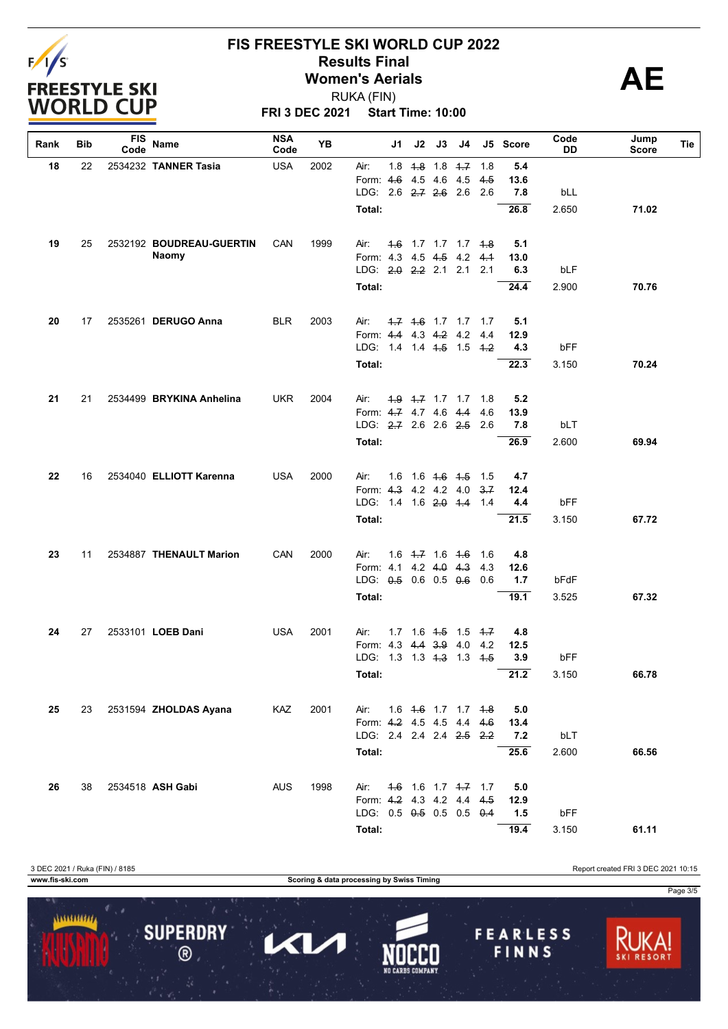# FIS FREESTYLE SKI WORLD CUP 2022

## Results Final

## Women's Aerials

RUKA (FIN)

**FRI 3 DEC 2021 Start Time: 10:00**

**AE**

| Rank | Bib | FIS Code | Name | NSA Code | YB | | J1 | J2 | J3 | J4 | J5 | Score | Code DD | Jump Score | Tie |
|---|---|---|---|---|---|---|---|---|---|---|---|---|---|---|---|
| 18 | 22 | 2534232 | **TANNER Tasia** | USA | 2002 | Air: | 1.8 | ~~1.8~~ | 1.8 | ~~1.7~~ | 1.8 | 5.4 | | | |
| | | | | | | Form: | ~~4.6~~ | 4.5 | 4.6 | 4.5 | ~~4.5~~ | 13.6 | | | |
| | | | | | | LDG: | 2.6 | ~~2.7~~ | ~~2.6~~ | 2.6 | 2.6 | 7.8 | bLL | | |
| | | | | | | Total: | | | | | | 26.8 | 2.650 | 71.02 | |
| 19 | 25 | 2532192 | **BOUDREAU-GUERTIN Naomy** | CAN | 1999 | Air: | ~~1.6~~ | 1.7 | 1.7 | 1.7 | ~~1.8~~ | 5.1 | | | |
| | | | | | | Form: | 4.3 | 4.5 | ~~4.5~~ | 4.2 | ~~4.1~~ | 13.0 | | | |
| | | | | | | LDG: | ~~2.0~~ | ~~2.2~~ | 2.1 | 2.1 | 2.1 | 6.3 | bLF | | |
| | | | | | | Total: | | | | | | 24.4 | 2.900 | 70.76 | |
| 20 | 17 | 2535261 | **DERUGO Anna** | BLR | 2003 | Air: | ~~1.7~~ | ~~1.6~~ | 1.7 | 1.7 | 1.7 | 5.1 | | | |
| | | | | | | Form: | ~~4.4~~ | 4.3 | ~~4.2~~ | 4.2 | 4.4 | 12.9 | | | |
| | | | | | | LDG: | 1.4 | 1.4 | ~~1.5~~ | 1.5 | ~~1.2~~ | 4.3 | bFF | | |
| | | | | | | Total: | | | | | | 22.3 | 3.150 | 70.24 | |
| 21 | 21 | 2534499 | **BRYKINA Anhelina** | UKR | 2004 | Air: | ~~1.9~~ | ~~1.7~~ | 1.7 | 1.7 | 1.8 | 5.2 | | | |
| | | | | | | Form: | ~~4.7~~ | 4.7 | 4.6 | ~~4.4~~ | 4.6 | 13.9 | | | |
| | | | | | | LDG: | ~~2.7~~ | 2.6 | 2.6 | ~~2.5~~ | 2.6 | 7.8 | bLT | | |
| | | | | | | Total: | | | | | | 26.9 | 2.600 | 69.94 | |
| 22 | 16 | 2534040 | **ELLIOTT Karenna** | USA | 2000 | Air: | 1.6 | 1.6 | ~~1.6~~ | ~~1.5~~ | 1.5 | 4.7 | | | |
| | | | | | | Form: | ~~4.3~~ | 4.2 | 4.2 | 4.0 | ~~3.7~~ | 12.4 | | | |
| | | | | | | LDG: | 1.4 | 1.6 | ~~2.0~~ | ~~1.4~~ | 1.4 | 4.4 | bFF | | |
| | | | | | | Total: | | | | | | 21.5 | 3.150 | 67.72 | |
| 23 | 11 | 2534887 | **THENAULT Marion** | CAN | 2000 | Air: | 1.6 | ~~1.7~~ | 1.6 | ~~1.6~~ | 1.6 | 4.8 | | | |
| | | | | | | Form: | 4.1 | 4.2 | ~~4.0~~ | ~~4.3~~ | 4.3 | 12.6 | | | |
| | | | | | | LDG: | ~~0.5~~ | 0.6 | 0.5 | ~~0.6~~ | 0.6 | 1.7 | bFdF | | |
| | | | | | | Total: | | | | | | 19.1 | 3.525 | 67.32 | |
| 24 | 27 | 2533101 | **LOEB Dani** | USA | 2001 | Air: | 1.7 | 1.6 | ~~1.5~~ | 1.5 | ~~1.7~~ | 4.8 | | | |
| | | | | | | Form: | 4.3 | ~~4.4~~ | ~~3.9~~ | 4.0 | 4.2 | 12.5 | | | |
| | | | | | | LDG: | 1.3 | 1.3 | ~~1.3~~ | 1.3 | ~~1.5~~ | 3.9 | bFF | | |
| | | | | | | Total: | | | | | | 21.2 | 3.150 | 66.78 | |
| 25 | 23 | 2531594 | **ZHOLDAS Ayana** | KAZ | 2001 | Air: | 1.6 | ~~1.6~~ | 1.7 | 1.7 | ~~1.8~~ | 5.0 | | | |
| | | | | | | Form: | ~~4.2~~ | 4.5 | 4.5 | 4.4 | ~~4.6~~ | 13.4 | | | |
| | | | | | | LDG: | 2.4 | 2.4 | 2.4 | ~~2.5~~ | ~~2.2~~ | 7.2 | bLT | | |
| | | | | | | Total: | | | | | | 25.6 | 2.600 | 66.56 | |
| 26 | 38 | 2534518 | **ASH Gabi** | AUS | 1998 | Air: | ~~1.6~~ | 1.6 | 1.7 | ~~1.7~~ | 1.7 | 5.0 | | | |
| | | | | | | Form: | ~~4.2~~ | 4.3 | 4.2 | 4.4 | ~~4.5~~ | 12.9 | | | |
| | | | | | | LDG: | 0.5 | ~~0.5~~ | 0.5 | 0.5 | ~~0.4~~ | 1.5 | bFF | | |
| | | | | | | Total: | | | | | | 19.4 | 3.150 | 61.11 | |

3 DEC 2021 / Ruka (FIN) / 8185

Report created FRI 3 DEC 2021 10:15

www.fis-ski.com

Scoring & data processing by Swiss Timing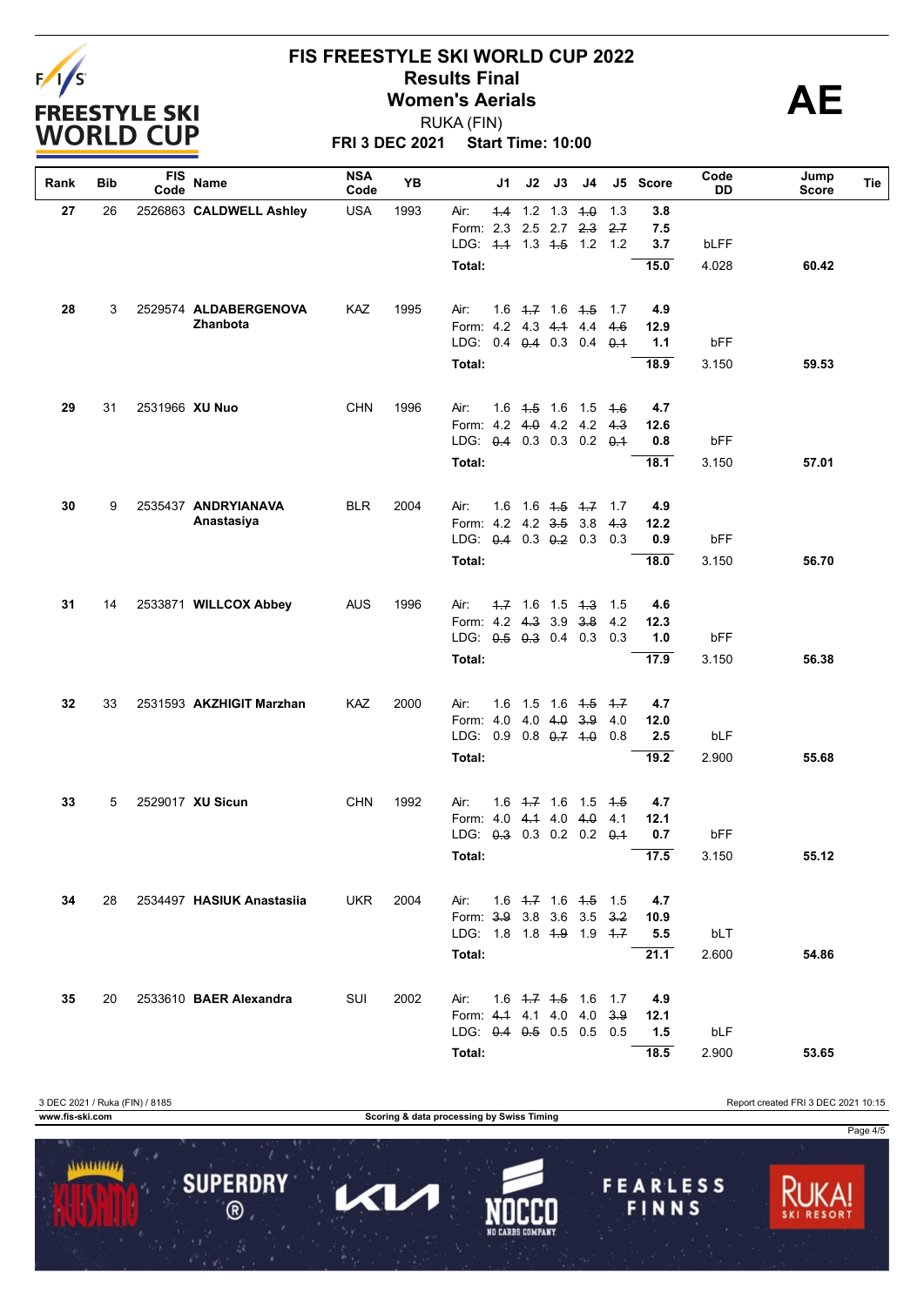# FIS FREESTYLE SKI WORLD CUP 2022

## Results Final

## Women's Aerials

RUKA (FIN)

**FRI 3 DEC 2021 Start Time: 10:00**

**AE**

| Rank | Bib | FIS Code | Name | NSA Code | YB | | J1 | J2 | J3 | J4 | J5 | Score | Code DD | Jump Score | Tie |
|---|---|---|---|---|---|---|---|---|---|---|---|---|---|---|---|
| **27** | 26 | 2526863 | **CALDWELL Ashley** | USA | 1993 | Air: | ~~1.4~~ | 1.2 | 1.3 | ~~1.0~~ | 1.3 | **3.8** | | | |
| | | | | | | Form: | 2.3 | 2.5 | 2.7 | ~~2.3~~ | ~~2.7~~ | **7.5** | | | |
| | | | | | | LDG: | ~~1.1~~ | 1.3 | ~~1.5~~ | 1.2 | 1.2 | **3.7** | bLFF | | |
| | | | | | | **Total:** | | | | | | **15.0** | 4.028 | **60.42** | |
| **28** | 3 | 2529574 | **ALDABERGENOVA Zhanbota** | KAZ | 1995 | Air: | 1.6 | ~~1.7~~ | 1.6 | ~~1.5~~ | 1.7 | **4.9** | | | |
| | | | | | | Form: | 4.2 | 4.3 | ~~4.1~~ | 4.4 | ~~4.6~~ | **12.9** | | | |
| | | | | | | LDG: | 0.4 | ~~0.4~~ | 0.3 | 0.4 | ~~0.1~~ | **1.1** | bFF | | |
| | | | | | | **Total:** | | | | | | **18.9** | 3.150 | **59.53** | |
| **29** | 31 | 2531966 | **XU Nuo** | CHN | 1996 | Air: | 1.6 | ~~1.5~~ | 1.6 | 1.5 | ~~1.6~~ | **4.7** | | | |
| | | | | | | Form: | 4.2 | ~~4.0~~ | 4.2 | 4.2 | ~~4.3~~ | **12.6** | | | |
| | | | | | | LDG: | ~~0.4~~ | 0.3 | 0.3 | 0.2 | ~~0.1~~ | **0.8** | bFF | | |
| | | | | | | **Total:** | | | | | | **18.1** | 3.150 | **57.01** | |
| **30** | 9 | 2535437 | **ANDRYIANAVA Anastasiya** | BLR | 2004 | Air: | 1.6 | 1.6 | ~~1.5~~ | ~~1.7~~ | 1.7 | **4.9** | | | |
| | | | | | | Form: | 4.2 | 4.2 | ~~3.5~~ | 3.8 | ~~4.3~~ | **12.2** | | | |
| | | | | | | LDG: | ~~0.4~~ | 0.3 | ~~0.2~~ | 0.3 | 0.3 | **0.9** | bFF | | |
| | | | | | | **Total:** | | | | | | **18.0** | 3.150 | **56.70** | |
| **31** | 14 | 2533871 | **WILLCOX Abbey** | AUS | 1996 | Air: | ~~1.7~~ | 1.6 | 1.5 | ~~1.3~~ | 1.5 | **4.6** | | | |
| | | | | | | Form: | 4.2 | ~~4.3~~ | 3.9 | ~~3.8~~ | 4.2 | **12.3** | | | |
| | | | | | | LDG: | ~~0.5~~ | ~~0.3~~ | 0.4 | 0.3 | 0.3 | **1.0** | bFF | | |
| | | | | | | **Total:** | | | | | | **17.9** | 3.150 | **56.38** | |
| **32** | 33 | 2531593 | **AKZHIGIT Marzhan** | KAZ | 2000 | Air: | 1.6 | 1.5 | 1.6 | ~~1.5~~ | ~~1.7~~ | **4.7** | | | |
| | | | | | | Form: | 4.0 | 4.0 | ~~4.0~~ | ~~3.9~~ | 4.0 | **12.0** | | | |
| | | | | | | LDG: | 0.9 | 0.8 | ~~0.7~~ | ~~1.0~~ | 0.8 | **2.5** | bLF | | |
| | | | | | | **Total:** | | | | | | **19.2** | 2.900 | **55.68** | |
| **33** | 5 | 2529017 | **XU Sicun** | CHN | 1992 | Air: | 1.6 | ~~1.7~~ | 1.6 | 1.5 | ~~1.5~~ | **4.7** | | | |
| | | | | | | Form: | 4.0 | ~~4.1~~ | 4.0 | ~~4.0~~ | 4.1 | **12.1** | | | |
| | | | | | | LDG: | ~~0.3~~ | 0.3 | 0.2 | 0.2 | ~~0.1~~ | **0.7** | bFF | | |
| | | | | | | **Total:** | | | | | | **17.5** | 3.150 | **55.12** | |
| **34** | 28 | 2534497 | **HASIUK Anastasiia** | UKR | 2004 | Air: | 1.6 | ~~1.7~~ | 1.6 | ~~1.5~~ | 1.5 | **4.7** | | | |
| | | | | | | Form: | ~~3.9~~ | 3.8 | 3.6 | 3.5 | ~~3.2~~ | **10.9** | | | |
| | | | | | | LDG: | 1.8 | 1.8 | ~~1.9~~ | 1.9 | ~~1.7~~ | **5.5** | bLT | | |
| | | | | | | **Total:** | | | | | | **21.1** | 2.600 | **54.86** | |
| **35** | 20 | 2533610 | **BAER Alexandra** | SUI | 2002 | Air: | 1.6 | ~~1.7~~ | ~~1.5~~ | 1.6 | 1.7 | **4.9** | | | |
| | | | | | | Form: | ~~4.1~~ | 4.1 | 4.0 | 4.0 | ~~3.9~~ | **12.1** | | | |
| | | | | | | LDG: | ~~0.4~~ | ~~0.5~~ | 0.5 | 0.5 | 0.5 | **1.5** | bLF | | |
| | | | | | | **Total:** | | | | | | **18.5** | 2.900 | **53.65** | |

3 DEC 2021 / Ruka (FIN) / 8185 — Report created FRI 3 DEC 2021 10:15

www.fis-ski.com — Scoring & data processing by Swiss Timing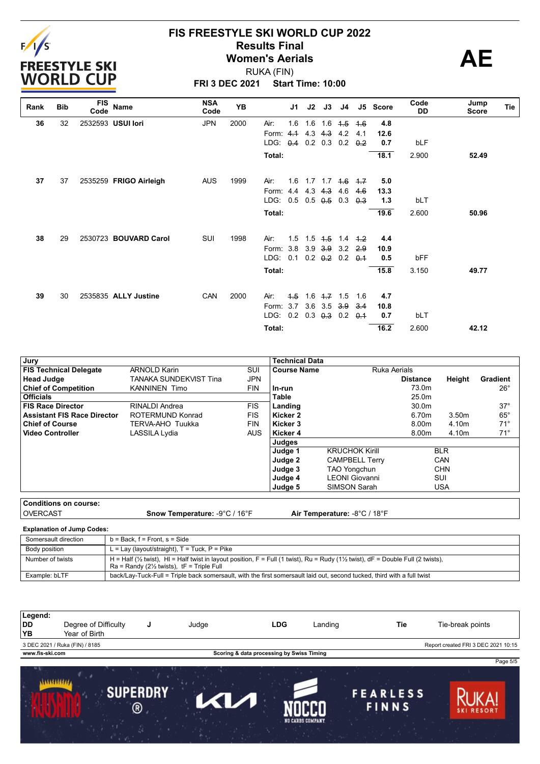# FIS FREESTYLE SKI WORLD CUP 2022

## Results Final

## Women's Aerials

RUKA (FIN)

**FRI 3 DEC 2021 Start Time: 10:00**

**AE**

| Rank | Bib | FIS Code | Name | NSA Code | YB | | J1 | J2 | J3 | J4 | J5 | Score | Code DD | Jump Score | Tie |
|---|---|---|---|---|---|---|---|---|---|---|---|---|---|---|---|
| 36 | 32 | 2532593 | **USUI Iori** | JPN | 2000 | Air: | 1.6 | 1.6 | 1.6 | ~~1.5~~ | ~~1.6~~ | 4.8 | | | |
| | | | | | | Form: | ~~4.1~~ | 4.3 | ~~4.3~~ | 4.2 | 4.1 | 12.6 | | | |
| | | | | | | LDG: | ~~0.4~~ | 0.2 | 0.3 | 0.2 | ~~0.2~~ | 0.7 | bLF | | |
| | | | | | | Total: | | | | | | 18.1 | 2.900 | 52.49 | |
| 37 | 37 | 2535259 | **FRIGO Airleigh** | AUS | 1999 | Air: | 1.6 | 1.7 | 1.7 | ~~1.6~~ | ~~1.7~~ | 5.0 | | | |
| | | | | | | Form: | 4.4 | 4.3 | ~~4.3~~ | 4.6 | ~~4.6~~ | 13.3 | | | |
| | | | | | | LDG: | 0.5 | 0.5 | ~~0.5~~ | 0.3 | ~~0.3~~ | 1.3 | bLT | | |
| | | | | | | Total: | | | | | | 19.6 | 2.600 | 50.96 | |
| 38 | 29 | 2530723 | **BOUVARD Carol** | SUI | 1998 | Air: | 1.5 | 1.5 | ~~1.5~~ | 1.4 | ~~1.2~~ | 4.4 | | | |
| | | | | | | Form: | 3.8 | 3.9 | ~~3.9~~ | 3.2 | ~~2.9~~ | 10.9 | | | |
| | | | | | | LDG: | 0.1 | 0.2 | ~~0.2~~ | 0.2 | ~~0.1~~ | 0.5 | bFF | | |
| | | | | | | Total: | | | | | | 15.8 | 3.150 | 49.77 | |
| 39 | 30 | 2535835 | **ALLY Justine** | CAN | 2000 | Air: | ~~1.5~~ | 1.6 | ~~1.7~~ | 1.5 | 1.6 | 4.7 | | | |
| | | | | | | Form: | 3.7 | 3.6 | 3.5 | ~~3.9~~ | ~~3.4~~ | 10.8 | | | |
| | | | | | | LDG: | 0.2 | 0.3 | ~~0.3~~ | 0.2 | ~~0.1~~ | 0.7 | bLT | | |
| | | | | | | Total: | | | | | | 16.2 | 2.600 | 42.12 | |

| Jury | | |
|---|---|---|
| **FIS Technical Delegate** | ARNOLD Karin | SUI |
| **Head Judge** | TANAKA SUNDEKVIST Tina | JPN |
| **Chief of Competition** | KANNINEN Timo | FIN |
| **Officials** | | |
| **FIS Race Director** | RINALDI Andrea | FIS |
| **Assistant FIS Race Director** | ROTERMUND Konrad | FIS |
| **Chief of Course** | TERVA-AHO Tuukka | FIN |
| **Video Controller** | LASSILA Lydia | AUS |

| Technical Data | | | |
|---|---|---|---|
| **Course Name** | Ruka Aerials | | |
| | **Distance** | **Height** | **Gradient** |
| **In-run** | 73.0m | | 26° |
| **Table** | 25.0m | | |
| **Landing** | 30.0m | | 37° |
| **Kicker 2** | 6.70m | 3.50m | 65° |
| **Kicker 3** | 8.00m | 4.10m | 71° |
| **Kicker 4** | 8.00m | 4.10m | 71° |

| Judges | | |
|---|---|---|
| **Judge 1** | KRUCHOK Kirill | BLR |
| **Judge 2** | CAMPBELL Terry | CAN |
| **Judge 3** | TAO Yongchun | CHN |
| **Judge 4** | LEONI Giovanni | SUI |
| **Judge 5** | SIMSON Sarah | USA |

**Conditions on course:**
OVERCAST | **Snow Temperature:** -9°C / 16°F | **Air Temperature:** -8°C / 18°F

**Explanation of Jump Codes:**

| | |
|---|---|
| Somersault direction | b = Back, f = Front, s = Side |
| Body position | L = Lay (layout/straight), T = Tuck, P = Pike |
| Number of twists | H = Half (½ twist), HI = Half twist in layout position, F = Full (1 twist), Ru = Rudy (1½ twist), dF = Double Full (2 twists), Ra = Randy (2½ twists), tF = Triple Full |
| Example: bLTF | back/Lay-Tuck-Full = Triple back somersault, with the first somersault laid out, second tucked, third with a full twist |

**Legend:**

| | | | | | | | |
|---|---|---|---|---|---|---|---|
| **DD** | Degree of Difficulty | **J** | Judge | **LDG** | Landing | **Tie** | Tie-break points |
| **YB** | Year of Birth | | | | | | |

3 DEC 2021 / Ruka (FIN) / 8185 — Report created FRI 3 DEC 2021 10:15

www.fis-ski.com — Scoring & data processing by Swiss Timing